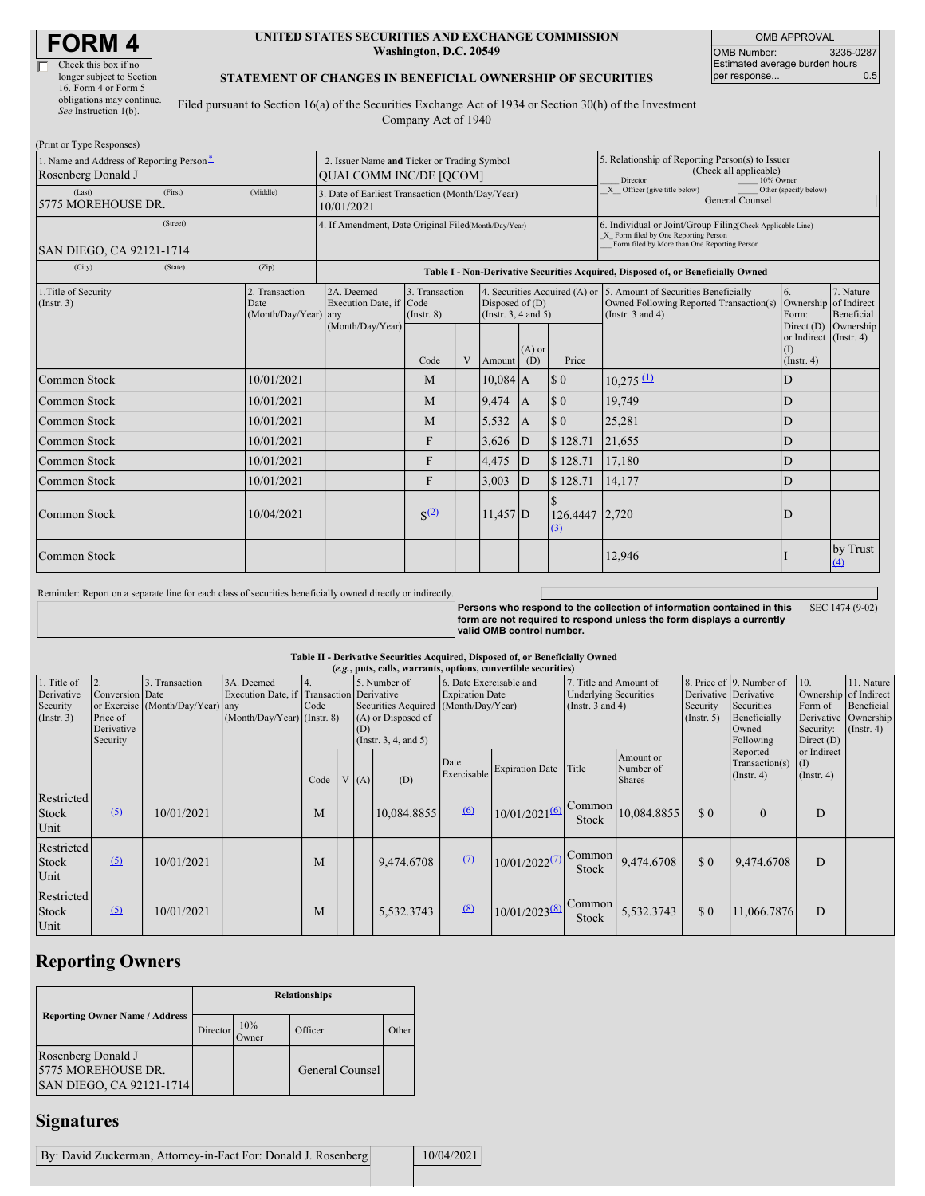# FORM 4

☐ Check this box if no longer subject to Section 16. Form 4 or Form 5 obligations may continue. *See* Instruction 1(b).

**UNITED STATES SECURITIES AND EXCHANGE COMMISSION**
**Washington, D.C. 20549**

**STATEMENT OF CHANGES IN BENEFICIAL OWNERSHIP OF SECURITIES**

Filed pursuant to Section 16(a) of the Securities Exchange Act of 1934 or Section 30(h) of the Investment Company Act of 1940

| OMB APPROVAL | |
|---|---|
| OMB Number: | 3235-0287 |
| Estimated average burden hours per response... | 0.5 |

(Print or Type Responses)

| 1. Name and Address of Reporting Person* | 2. Issuer Name and Ticker or Trading Symbol | 5. Relationship of Reporting Person(s) to Issuer (Check all applicable) |
|---|---|---|
| Rosenberg Donald J | QUALCOMM INC/DE [QCOM] | ___ Director ___ 10% Owner |
| (Last) (First) (Middle) 5775 MOREHOUSE DR. | 3. Date of Earliest Transaction (Month/Day/Year) 10/01/2021 | _X_ Officer (give title below) ___ Other (specify below) General Counsel |
| (Street) SAN DIEGO, CA 92121-1714 | 4. If Amendment, Date Original Filed (Month/Day/Year) | 6. Individual or Joint/Group Filing (Check Applicable Line) _X_ Form filed by One Reporting Person ___ Form filed by More than One Reporting Person |
| (City) (State) (Zip) | | |

**Table I - Non-Derivative Securities Acquired, Disposed of, or Beneficially Owned**

| 1.Title of Security (Instr. 3) | 2. Transaction Date (Month/Day/Year) | 2A. Deemed Execution Date, if any (Month/Day/Year) | 3. Transaction Code (Instr. 8) | | 4. Securities Acquired (A) or Disposed of (D) (Instr. 3, 4 and 5) | | | 5. Amount of Securities Beneficially Owned Following Reported Transaction(s) (Instr. 3 and 4) | 6. Ownership Form: Direct (D) or Indirect (I) (Instr. 4) | 7. Nature of Indirect Beneficial Ownership (Instr. 4) |
|---|---|---|---|---|---|---|---|---|---|---|
| | | | Code | V | Amount | (A) or (D) | Price | | | |
| Common Stock | 10/01/2021 | | M | | 10,084 | A | $ 0 | 10,275 (1) | D | |
| Common Stock | 10/01/2021 | | M | | 9,474 | A | $ 0 | 19,749 | D | |
| Common Stock | 10/01/2021 | | M | | 5,532 | A | $ 0 | 25,281 | D | |
| Common Stock | 10/01/2021 | | F | | 3,626 | D | $ 128.71 | 21,655 | D | |
| Common Stock | 10/01/2021 | | F | | 4,475 | D | $ 128.71 | 17,180 | D | |
| Common Stock | 10/01/2021 | | F | | 3,003 | D | $ 128.71 | 14,177 | D | |
| Common Stock | 10/04/2021 | | S (2) | | 11,457 | D | $ 126.4447 (3) | 2,720 | D | |
| Common Stock | | | | | | | | 12,946 | I | by Trust (4) |

Reminder: Report on a separate line for each class of securities beneficially owned directly or indirectly.

**Persons who respond to the collection of information contained in this form are not required to respond unless the form displays a currently valid OMB control number.** SEC 1474 (9-02)

**Table II - Derivative Securities Acquired, Disposed of, or Beneficially Owned**
**(*e.g.*, puts, calls, warrants, options, convertible securities)**

| 1. Title of Derivative Security (Instr. 3) | 2. Conversion or Exercise Price of Derivative Security | 3. Transaction Date (Month/Day/Year) | 3A. Deemed Execution Date, if any (Month/Day/Year) | 4. Transaction Code (Instr. 8) | | 5. Number of Derivative Securities Acquired (A) or Disposed of (D) (Instr. 3, 4, and 5) | | 6. Date Exercisable and Expiration Date (Month/Day/Year) | | 7. Title and Amount of Underlying Securities (Instr. 3 and 4) | | 8. Price of Derivative Security (Instr. 5) | 9. Number of Derivative Securities Beneficially Owned Following Reported Transaction(s) (Instr. 4) | 10. Ownership Form of Derivative Security: Direct (D) or Indirect (I) (Instr. 4) | 11. Nature of Indirect Beneficial Ownership (Instr. 4) |
|---|---|---|---|---|---|---|---|---|---|---|---|---|---|---|---|
| | | | | Code | V | (A) | (D) | Date Exercisable | Expiration Date | Title | Amount or Number of Shares | | | | |
| Restricted Stock Unit | (5) | 10/01/2021 | | M | | | 10,084.8855 | (6) | 10/01/2021 (6) | Common Stock | 10,084.8855 | $ 0 | 0 | D | |
| Restricted Stock Unit | (5) | 10/01/2021 | | M | | | 9,474.6708 | (7) | 10/01/2022 (7) | Common Stock | 9,474.6708 | $ 0 | 9,474.6708 | D | |
| Restricted Stock Unit | (5) | 10/01/2021 | | M | | | 5,532.3743 | (8) | 10/01/2023 (8) | Common Stock | 5,532.3743 | $ 0 | 11,066.7876 | D | |

## Reporting Owners

| Reporting Owner Name / Address | Relationships | | | |
|---|---|---|---|---|
| | Director | 10% Owner | Officer | Other |
| Rosenberg Donald J 5775 MOREHOUSE DR. SAN DIEGO, CA 92121-1714 | | | General Counsel | |

## Signatures

| By: David Zuckerman, Attorney-in-Fact For: Donald J. Rosenberg | 10/04/2021 |
|---|---|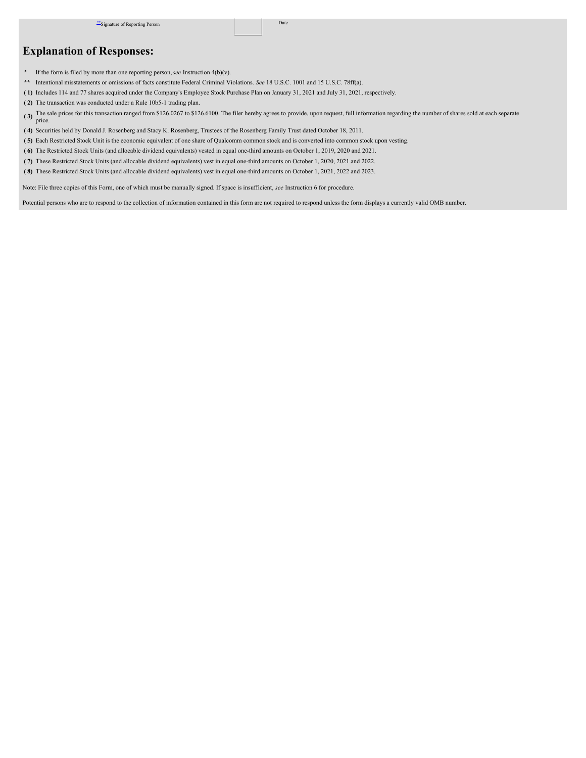| | | |
|---|---|---|
| ** Signature of Reporting Person | | Date |

## Explanation of Responses:

\* If the form is filed by more than one reporting person, *see* Instruction 4(b)(v).

\*\* Intentional misstatements or omissions of facts constitute Federal Criminal Violations. *See* 18 U.S.C. 1001 and 15 U.S.C. 78ff(a).

**( 1)** Includes 114 and 77 shares acquired under the Company's Employee Stock Purchase Plan on January 31, 2021 and July 31, 2021, respectively.

**( 2)** The transaction was conducted under a Rule 10b5-1 trading plan.

**( 3)** The sale prices for this transaction ranged from $126.0267 to $126.6100. The filer hereby agrees to provide, upon request, full information regarding the number of shares sold at each separate price.

**( 4)** Securities held by Donald J. Rosenberg and Stacy K. Rosenberg, Trustees of the Rosenberg Family Trust dated October 18, 2011.

**( 5)** Each Restricted Stock Unit is the economic equivalent of one share of Qualcomm common stock and is converted into common stock upon vesting.

**( 6)** The Restricted Stock Units (and allocable dividend equivalents) vested in equal one-third amounts on October 1, 2019, 2020 and 2021.

**( 7)** These Restricted Stock Units (and allocable dividend equivalents) vest in equal one-third amounts on October 1, 2020, 2021 and 2022.

**( 8)** These Restricted Stock Units (and allocable dividend equivalents) vest in equal one-third amounts on October 1, 2021, 2022 and 2023.

Note: File three copies of this Form, one of which must be manually signed. If space is insufficient, *see* Instruction 6 for procedure.

Potential persons who are to respond to the collection of information contained in this form are not required to respond unless the form displays a currently valid OMB number.